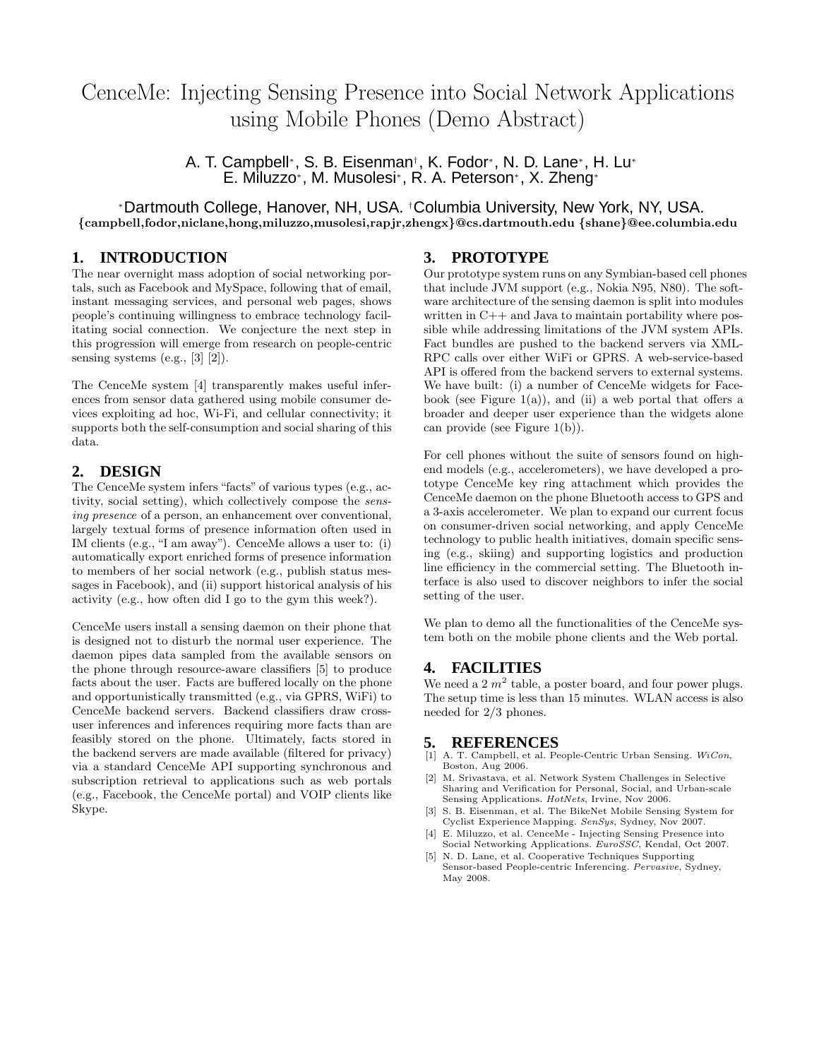# CenceMe: Injecting Sensing Presence into Social Network Applications using Mobile Phones (Demo Abstract)

A. T. Campbell*, S. B. Eisenman†, K. Fodor*, N. D. Lane*, H. Lu*
E. Miluzzo*, M. Musolesi*, R. A. Peterson*, X. Zheng*

*Dartmouth College, Hanover, NH, USA. †Columbia University, New York, NY, USA.
**{campbell,fodor,niclane,hong,miluzzo,musolesi,rapjr,zhengx}@cs.dartmouth.edu {shane}@ee.columbia.edu**

## 1. INTRODUCTION

The near overnight mass adoption of social networking portals, such as Facebook and MySpace, following that of email, instant messaging services, and personal web pages, shows people's continuing willingness to embrace technology facilitating social connection. We conjecture the next step in this progression will emerge from research on people-centric sensing systems (e.g., [3] [2]).

The CenceMe system [4] transparently makes useful inferences from sensor data gathered using mobile consumer devices exploiting ad hoc, Wi-Fi, and cellular connectivity; it supports both the self-consumption and social sharing of this data.

## 2. DESIGN

The CenceMe system infers "facts" of various types (e.g., activity, social setting), which collectively compose the *sensing presence* of a person, an enhancement over conventional, largely textual forms of presence information often used in IM clients (e.g., "I am away"). CenceMe allows a user to: (i) automatically export enriched forms of presence information to members of her social network (e.g., publish status messages in Facebook), and (ii) support historical analysis of his activity (e.g., how often did I go to the gym this week?).

CenceMe users install a sensing daemon on their phone that is designed not to disturb the normal user experience. The daemon pipes data sampled from the available sensors on the phone through resource-aware classifiers [5] to produce facts about the user. Facts are buffered locally on the phone and opportunistically transmitted (e.g., via GPRS, WiFi) to CenceMe backend servers. Backend classifiers draw cross-user inferences and inferences requiring more facts than are feasibly stored on the phone. Ultimately, facts stored in the backend servers are made available (filtered for privacy) via a standard CenceMe API supporting synchronous and subscription retrieval to applications such as web portals (e.g., Facebook, the CenceMe portal) and VOIP clients like Skype.

## 3. PROTOTYPE

Our prototype system runs on any Symbian-based cell phones that include JVM support (e.g., Nokia N95, N80). The software architecture of the sensing daemon is split into modules written in C++ and Java to maintain portability where possible while addressing limitations of the JVM system APIs. Fact bundles are pushed to the backend servers via XML-RPC calls over either WiFi or GPRS. A web-service-based API is offered from the backend servers to external systems. We have built: (i) a number of CenceMe widgets for Facebook (see Figure 1(a)), and (ii) a web portal that offers a broader and deeper user experience than the widgets alone can provide (see Figure 1(b)).

For cell phones without the suite of sensors found on high-end models (e.g., accelerometers), we have developed a prototype CenceMe key ring attachment which provides the CenceMe daemon on the phone Bluetooth access to GPS and a 3-axis accelerometer. We plan to expand our current focus on consumer-driven social networking, and apply CenceMe technology to public health initiatives, domain specific sensing (e.g., skiing) and supporting logistics and production line efficiency in the commercial setting. The Bluetooth interface is also used to discover neighbors to infer the social setting of the user.

We plan to demo all the functionalities of the CenceMe system both on the mobile phone clients and the Web portal.

## 4. FACILITIES

We need a 2 $m^2$ table, a poster board, and four power plugs. The setup time is less than 15 minutes. WLAN access is also needed for 2/3 phones.

## 5. REFERENCES

[1] A. T. Campbell, et al. People-Centric Urban Sensing. *WiCon*, Boston, Aug 2006.

[2] M. Srivastava, et al. Network System Challenges in Selective Sharing and Verification for Personal, Social, and Urban-scale Sensing Applications. *HotNets*, Irvine, Nov 2006.

[3] S. B. Eisenman, et al. The BikeNet Mobile Sensing System for Cyclist Experience Mapping. *SenSys*, Sydney, Nov 2007.

[4] E. Miluzzo, et al. CenceMe - Injecting Sensing Presence into Social Networking Applications. *EuroSSC*, Kendal, Oct 2007.

[5] N. D. Lane, et al. Cooperative Techniques Supporting Sensor-based People-centric Inferencing. *Pervasive*, Sydney, May 2008.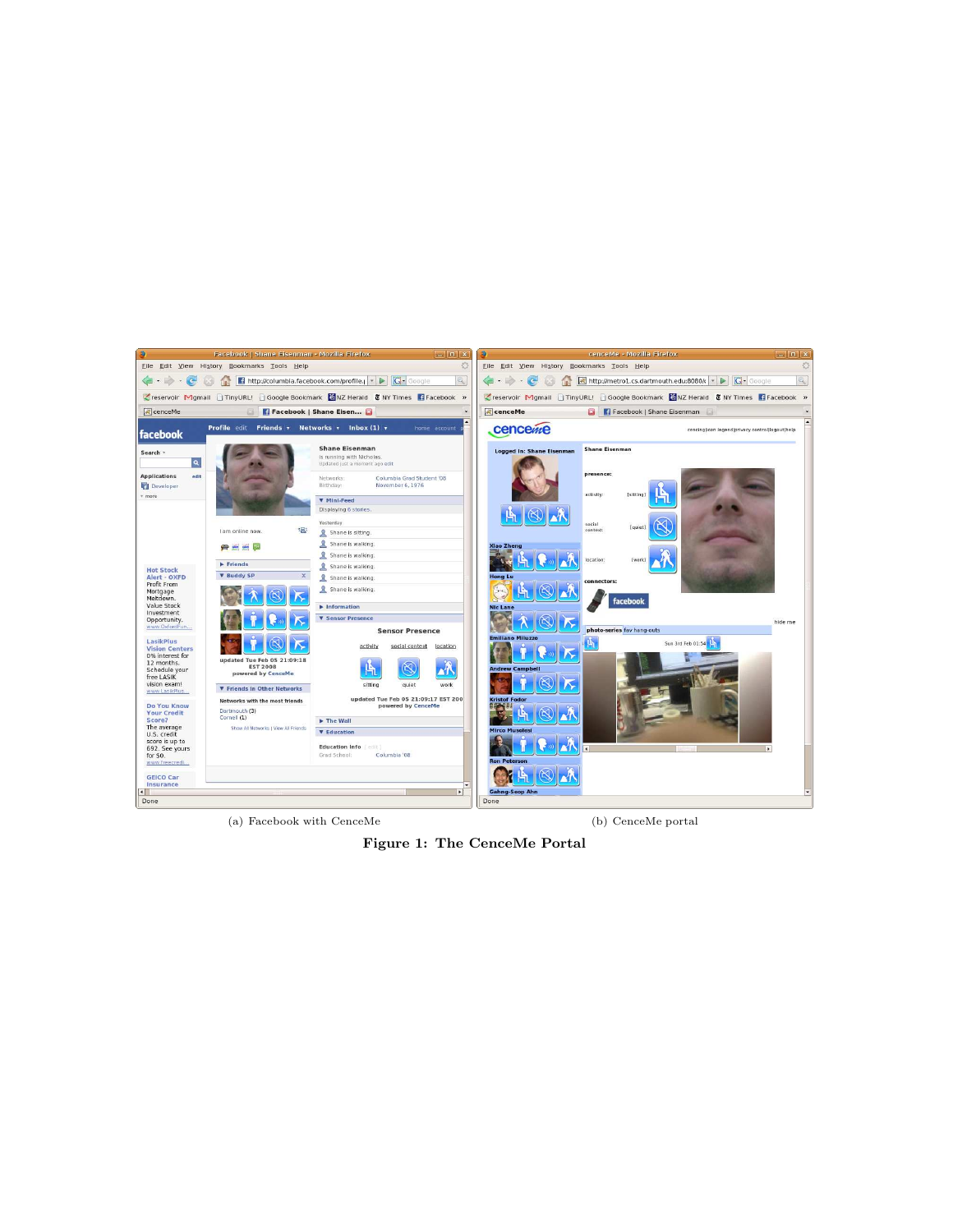(a) Facebook with CenceMe

(b) CenceMe portal

**Figure 1: The CenceMe Portal**